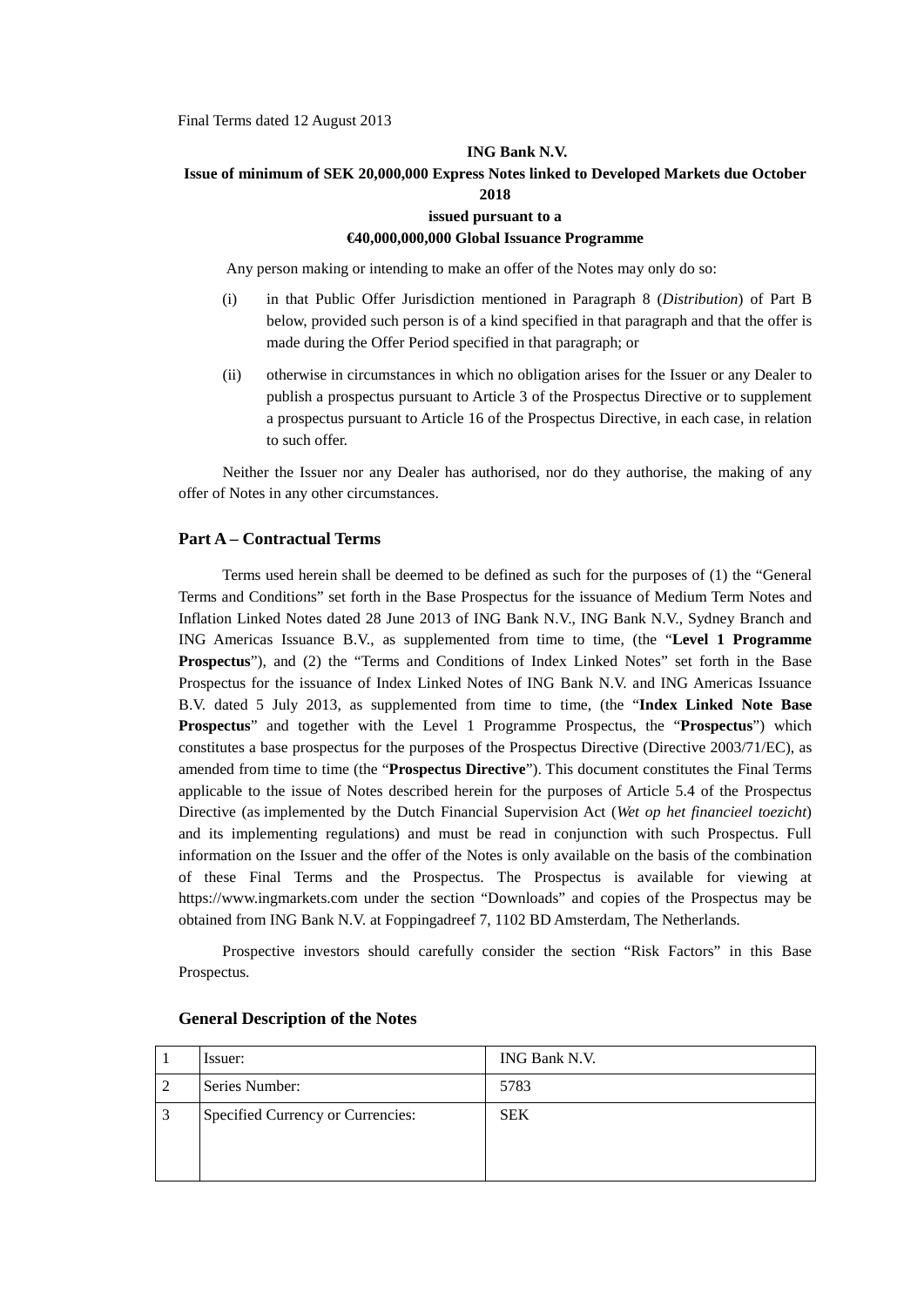Final Terms dated 12 August 2013

**ING Bank N.V.**

**Issue of minimum of SEK 20,000,000 Express Notes linked to Developed Markets due October 2018**

**issued pursuant to a**

**€40,000,000,000 Global Issuance Programme**

Any person making or intending to make an offer of the Notes may only do so:

(i) in that Public Offer Jurisdiction mentioned in Paragraph 8 (*Distribution*) of Part B below, provided such person is of a kind specified in that paragraph and that the offer is made during the Offer Period specified in that paragraph; or

(ii) otherwise in circumstances in which no obligation arises for the Issuer or any Dealer to publish a prospectus pursuant to Article 3 of the Prospectus Directive or to supplement a prospectus pursuant to Article 16 of the Prospectus Directive, in each case, in relation to such offer.

Neither the Issuer nor any Dealer has authorised, nor do they authorise, the making of any offer of Notes in any other circumstances.

## Part A – Contractual Terms

Terms used herein shall be deemed to be defined as such for the purposes of (1) the "General Terms and Conditions" set forth in the Base Prospectus for the issuance of Medium Term Notes and Inflation Linked Notes dated 28 June 2013 of ING Bank N.V., ING Bank N.V., Sydney Branch and ING Americas Issuance B.V., as supplemented from time to time, (the "**Level 1 Programme Prospectus**"), and (2) the "Terms and Conditions of Index Linked Notes" set forth in the Base Prospectus for the issuance of Index Linked Notes of ING Bank N.V. and ING Americas Issuance B.V. dated 5 July 2013, as supplemented from time to time, (the "**Index Linked Note Base Prospectus**" and together with the Level 1 Programme Prospectus, the "**Prospectus**") which constitutes a base prospectus for the purposes of the Prospectus Directive (Directive 2003/71/EC), as amended from time to time (the "**Prospectus Directive**"). This document constitutes the Final Terms applicable to the issue of Notes described herein for the purposes of Article 5.4 of the Prospectus Directive (as implemented by the Dutch Financial Supervision Act (*Wet op het financieel toezicht*) and its implementing regulations) and must be read in conjunction with such Prospectus. Full information on the Issuer and the offer of the Notes is only available on the basis of the combination of these Final Terms and the Prospectus. The Prospectus is available for viewing at https://www.ingmarkets.com under the section "Downloads" and copies of the Prospectus may be obtained from ING Bank N.V. at Foppingadreef 7, 1102 BD Amsterdam, The Netherlands.

Prospective investors should carefully consider the section "Risk Factors" in this Base Prospectus.

### General Description of the Notes

| | | |
|---|---|---|
| 1 | Issuer: | ING Bank N.V. |
| 2 | Series Number: | 5783 |
| 3 | Specified Currency or Currencies: | SEK |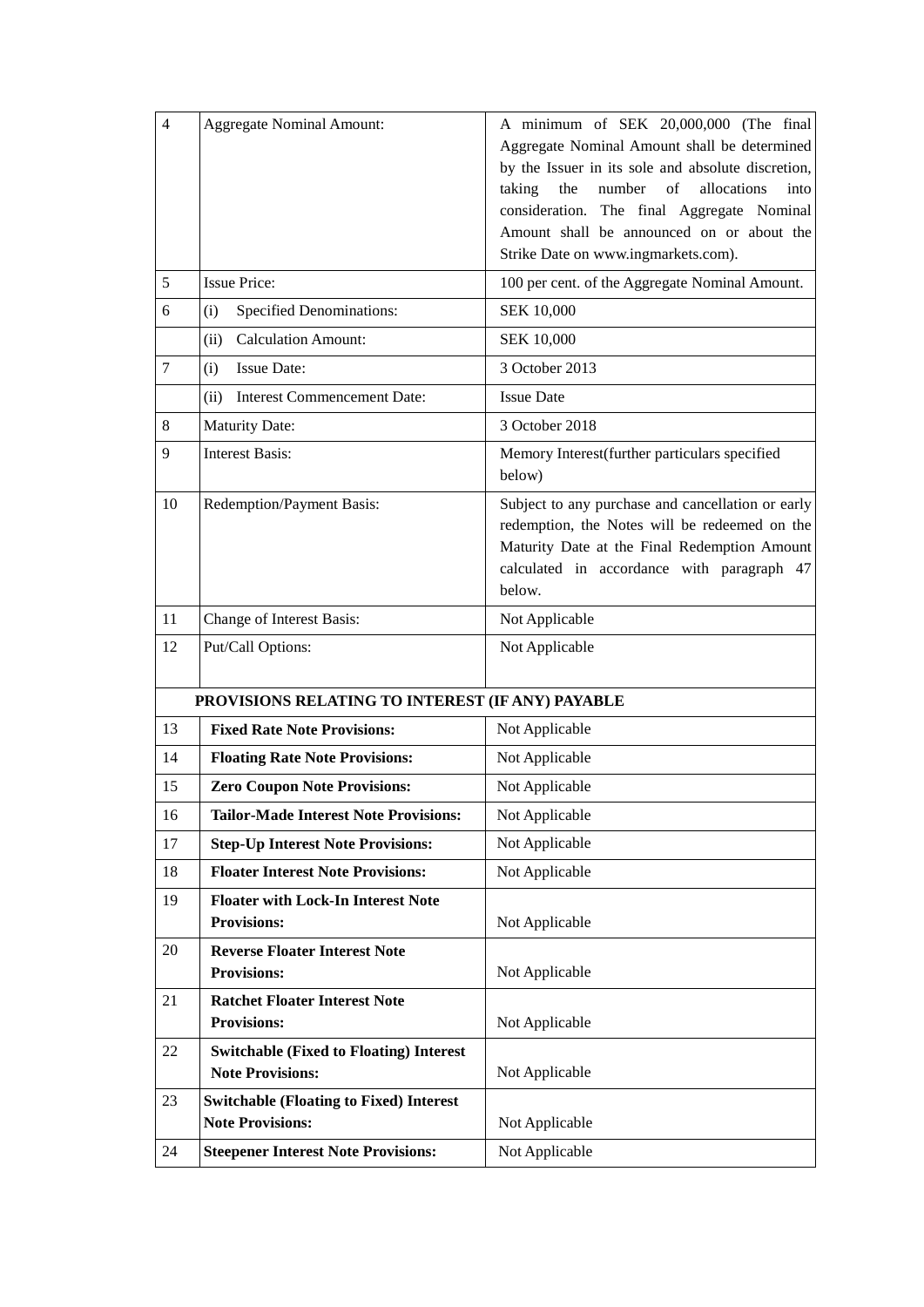| | | |
|---|---|---|
| 4 | Aggregate Nominal Amount: | A minimum of SEK 20,000,000 (The final Aggregate Nominal Amount shall be determined by the Issuer in its sole and absolute discretion, taking the number of allocations into consideration. The final Aggregate Nominal Amount shall be announced on or about the Strike Date on www.ingmarkets.com). |
| 5 | Issue Price: | 100 per cent. of the Aggregate Nominal Amount. |
| 6 | (i) Specified Denominations: | SEK 10,000 |
| | (ii) Calculation Amount: | SEK 10,000 |
| 7 | (i) Issue Date: | 3 October 2013 |
| | (ii) Interest Commencement Date: | Issue Date |
| 8 | Maturity Date: | 3 October 2018 |
| 9 | Interest Basis: | Memory Interest(further particulars specified below) |
| 10 | Redemption/Payment Basis: | Subject to any purchase and cancellation or early redemption, the Notes will be redeemed on the Maturity Date at the Final Redemption Amount calculated in accordance with paragraph 47 below. |
| 11 | Change of Interest Basis: | Not Applicable |
| 12 | Put/Call Options: | Not Applicable |
| | **PROVISIONS RELATING TO INTEREST (IF ANY) PAYABLE** | |
| 13 | **Fixed Rate Note Provisions:** | Not Applicable |
| 14 | **Floating Rate Note Provisions:** | Not Applicable |
| 15 | **Zero Coupon Note Provisions:** | Not Applicable |
| 16 | **Tailor-Made Interest Note Provisions:** | Not Applicable |
| 17 | **Step-Up Interest Note Provisions:** | Not Applicable |
| 18 | **Floater Interest Note Provisions:** | Not Applicable |
| 19 | **Floater with Lock-In Interest Note Provisions:** | Not Applicable |
| 20 | **Reverse Floater Interest Note Provisions:** | Not Applicable |
| 21 | **Ratchet Floater Interest Note Provisions:** | Not Applicable |
| 22 | **Switchable (Fixed to Floating) Interest Note Provisions:** | Not Applicable |
| 23 | **Switchable (Floating to Fixed) Interest Note Provisions:** | Not Applicable |
| 24 | **Steepener Interest Note Provisions:** | Not Applicable |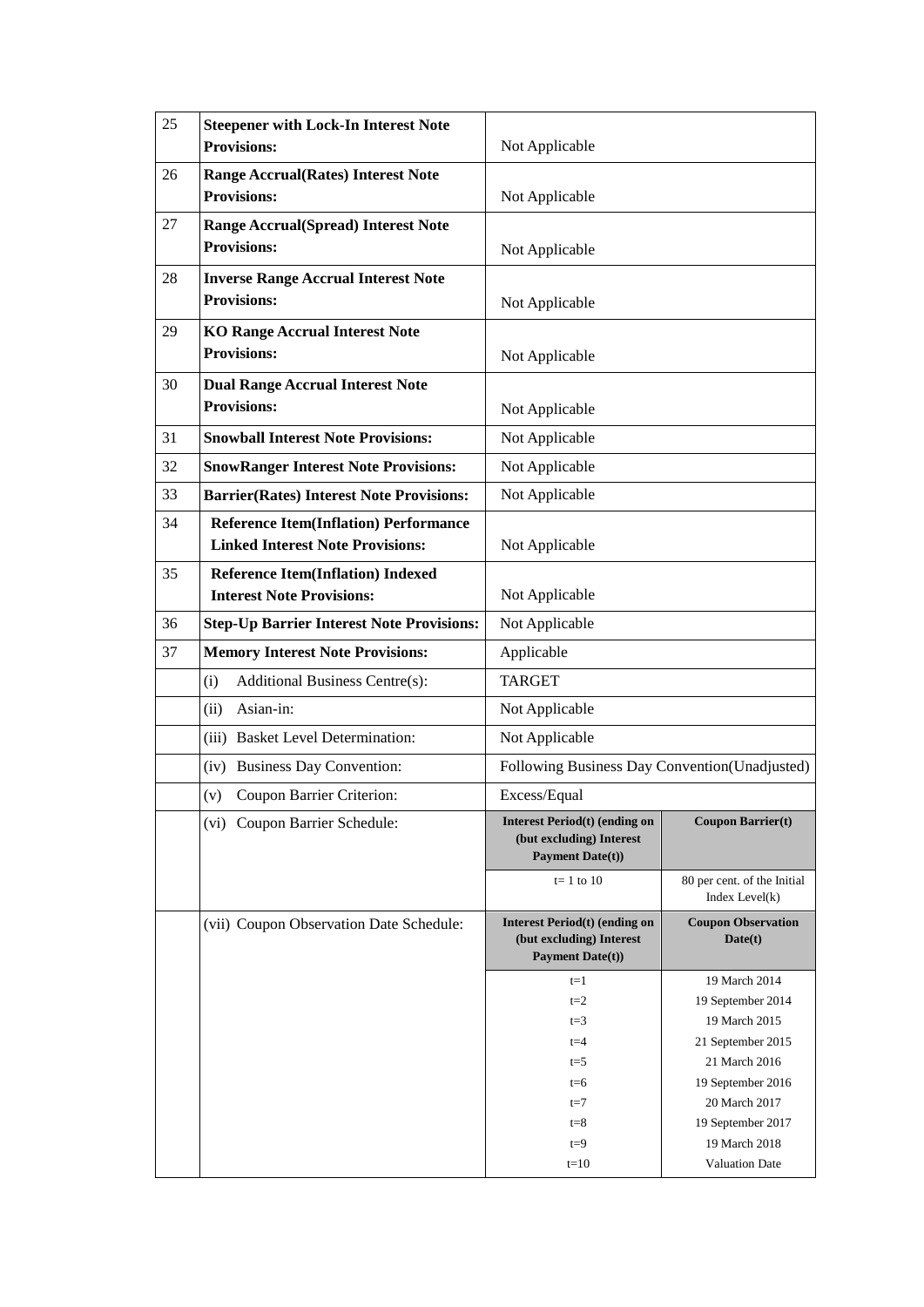| | | |
|---|---|---|
| 25 | **Steepener with Lock-In Interest Note Provisions:** | Not Applicable |
| 26 | **Range Accrual(Rates) Interest Note Provisions:** | Not Applicable |
| 27 | **Range Accrual(Spread) Interest Note Provisions:** | Not Applicable |
| 28 | **Inverse Range Accrual Interest Note Provisions:** | Not Applicable |
| 29 | **KO Range Accrual Interest Note Provisions:** | Not Applicable |
| 30 | **Dual Range Accrual Interest Note Provisions:** | Not Applicable |
| 31 | **Snowball Interest Note Provisions:** | Not Applicable |
| 32 | **SnowRanger Interest Note Provisions:** | Not Applicable |
| 33 | **Barrier(Rates) Interest Note Provisions:** | Not Applicable |
| 34 | **Reference Item(Inflation) Performance Linked Interest Note Provisions:** | Not Applicable |
| 35 | **Reference Item(Inflation) Indexed Interest Note Provisions:** | Not Applicable |
| 36 | **Step-Up Barrier Interest Note Provisions:** | Not Applicable |
| 37 | **Memory Interest Note Provisions:** | Applicable |
| | (i) Additional Business Centre(s): | TARGET |
| | (ii) Asian-in: | Not Applicable |
| | (iii) Basket Level Determination: | Not Applicable |
| | (iv) Business Day Convention: | Following Business Day Convention(Unadjusted) |
| | (v) Coupon Barrier Criterion: | Excess/Equal |
| | (vi) Coupon Barrier Schedule: | See table below |
| | (vii) Coupon Observation Date Schedule: | See table below |

**(vi) Coupon Barrier Schedule:**

| Interest Period(t) (ending on (but excluding) Interest Payment Date(t)) | Coupon Barrier(t) |
|---|---|
| t= 1 to 10 | 80 per cent. of the Initial Index Level(k) |

**(vii) Coupon Observation Date Schedule:**

| Interest Period(t) (ending on (but excluding) Interest Payment Date(t)) | Coupon Observation Date(t) |
|---|---|
| t=1 | 19 March 2014 |
| t=2 | 19 September 2014 |
| t=3 | 19 March 2015 |
| t=4 | 21 September 2015 |
| t=5 | 21 March 2016 |
| t=6 | 19 September 2016 |
| t=7 | 20 March 2017 |
| t=8 | 19 September 2017 |
| t=9 | 19 March 2018 |
| t=10 | Valuation Date |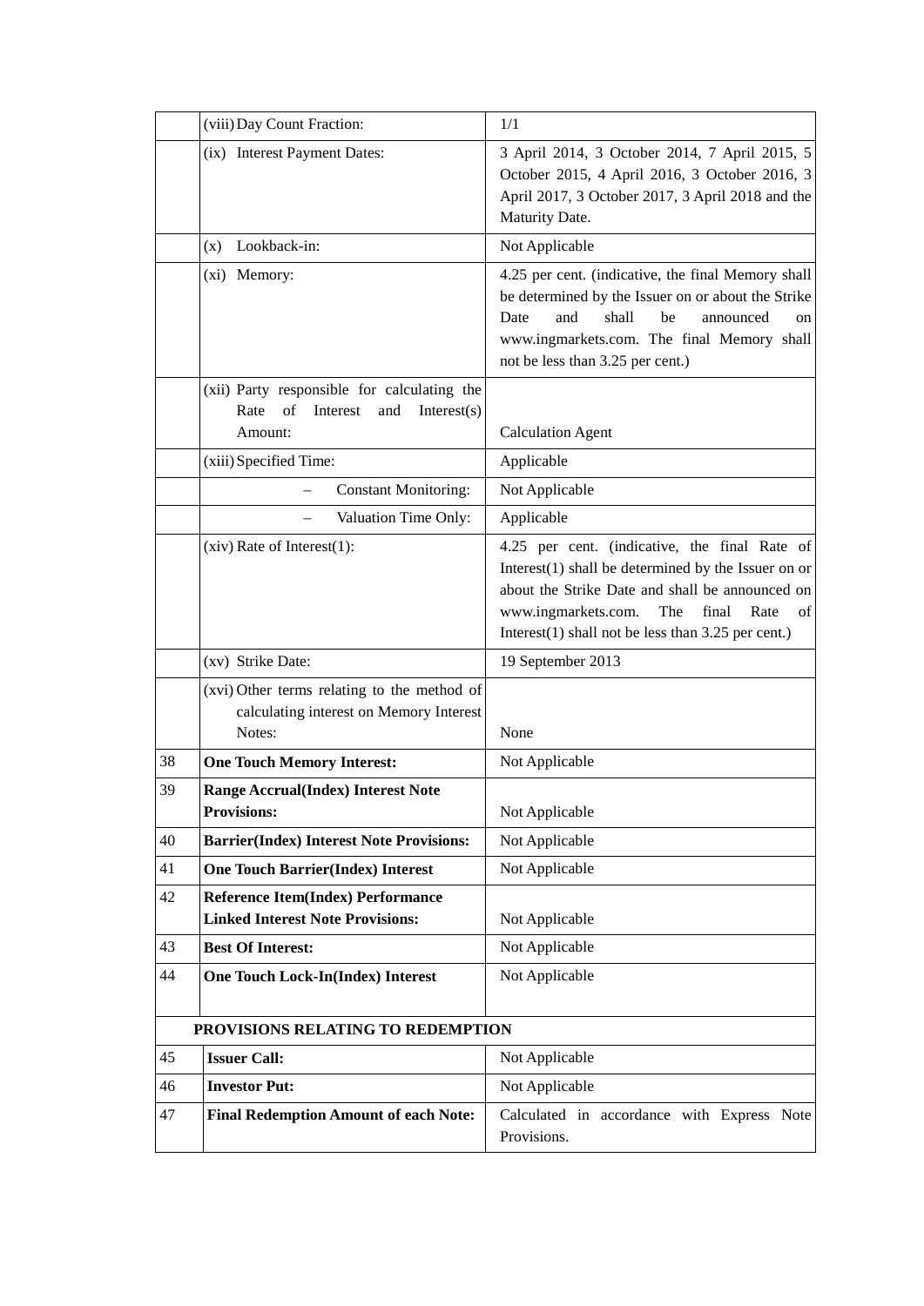| | | |
|---|---|---|
| | (viii) Day Count Fraction: | 1/1 |
| | (ix) Interest Payment Dates: | 3 April 2014, 3 October 2014, 7 April 2015, 5 October 2015, 4 April 2016, 3 October 2016, 3 April 2017, 3 October 2017, 3 April 2018 and the Maturity Date. |
| | (x) Lookback-in: | Not Applicable |
| | (xi) Memory: | 4.25 per cent. (indicative, the final Memory shall be determined by the Issuer on or about the Strike Date and shall be announced on www.ingmarkets.com. The final Memory shall not be less than 3.25 per cent.) |
| | (xii) Party responsible for calculating the Rate of Interest and Interest(s) Amount: | Calculation Agent |
| | (xiii) Specified Time: | Applicable |
| | – Constant Monitoring: | Not Applicable |
| | – Valuation Time Only: | Applicable |
| | (xiv) Rate of Interest(1): | 4.25 per cent. (indicative, the final Rate of Interest(1) shall be determined by the Issuer on or about the Strike Date and shall be announced on www.ingmarkets.com. The final Rate of Interest(1) shall not be less than 3.25 per cent.) |
| | (xv) Strike Date: | 19 September 2013 |
| | (xvi) Other terms relating to the method of calculating interest on Memory Interest Notes: | None |
| 38 | **One Touch Memory Interest:** | Not Applicable |
| 39 | **Range Accrual(Index) Interest Note Provisions:** | Not Applicable |
| 40 | **Barrier(Index) Interest Note Provisions:** | Not Applicable |
| 41 | **One Touch Barrier(Index) Interest** | Not Applicable |
| 42 | **Reference Item(Index) Performance Linked Interest Note Provisions:** | Not Applicable |
| 43 | **Best Of Interest:** | Not Applicable |
| 44 | **One Touch Lock-In(Index) Interest** | Not Applicable |
| | **PROVISIONS RELATING TO REDEMPTION** | |
| 45 | **Issuer Call:** | Not Applicable |
| 46 | **Investor Put:** | Not Applicable |
| 47 | **Final Redemption Amount of each Note:** | Calculated in accordance with Express Note Provisions. |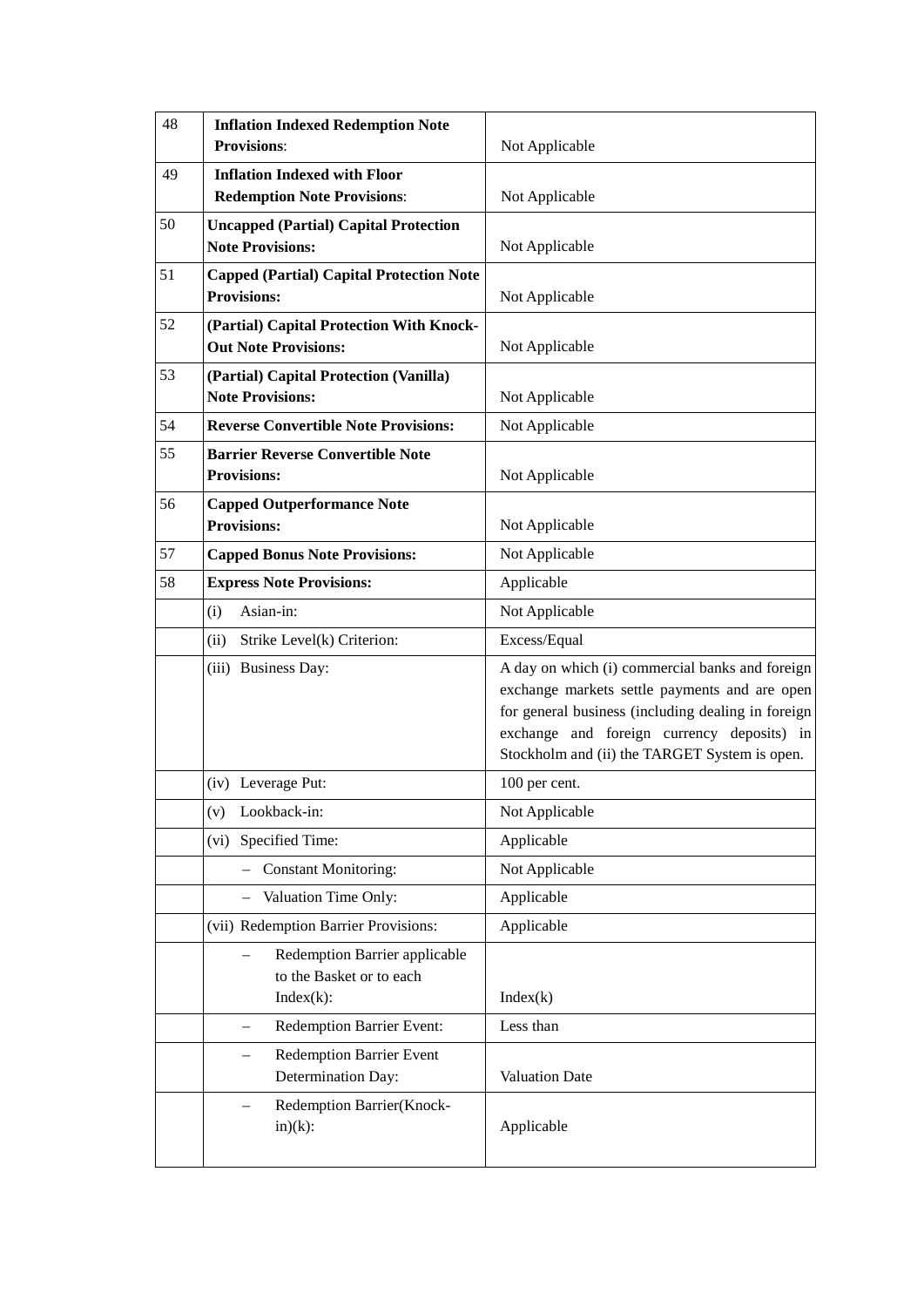| | | |
|---|---|---|
| 48 | **Inflation Indexed Redemption Note Provisions**: | Not Applicable |
| 49 | **Inflation Indexed with Floor Redemption Note Provisions**: | Not Applicable |
| 50 | **Uncapped (Partial) Capital Protection Note Provisions:** | Not Applicable |
| 51 | **Capped (Partial) Capital Protection Note Provisions:** | Not Applicable |
| 52 | **(Partial) Capital Protection With Knock-Out Note Provisions:** | Not Applicable |
| 53 | **(Partial) Capital Protection (Vanilla) Note Provisions:** | Not Applicable |
| 54 | **Reverse Convertible Note Provisions:** | Not Applicable |
| 55 | **Barrier Reverse Convertible Note Provisions:** | Not Applicable |
| 56 | **Capped Outperformance Note Provisions:** | Not Applicable |
| 57 | **Capped Bonus Note Provisions:** | Not Applicable |
| 58 | **Express Note Provisions:** | Applicable |
| | (i) Asian-in: | Not Applicable |
| | (ii) Strike Level(k) Criterion: | Excess/Equal |
| | (iii) Business Day: | A day on which (i) commercial banks and foreign exchange markets settle payments and are open for general business (including dealing in foreign exchange and foreign currency deposits) in Stockholm and (ii) the TARGET System is open. |
| | (iv) Leverage Put: | 100 per cent. |
| | (v) Lookback-in: | Not Applicable |
| | (vi) Specified Time: | Applicable |
| | – Constant Monitoring: | Not Applicable |
| | – Valuation Time Only: | Applicable |
| | (vii) Redemption Barrier Provisions: | Applicable |
| | – Redemption Barrier applicable to the Basket or to each Index(k): | Index(k) |
| | – Redemption Barrier Event: | Less than |
| | – Redemption Barrier Event Determination Day: | Valuation Date |
| | – Redemption Barrier(Knock-in)(k): | Applicable |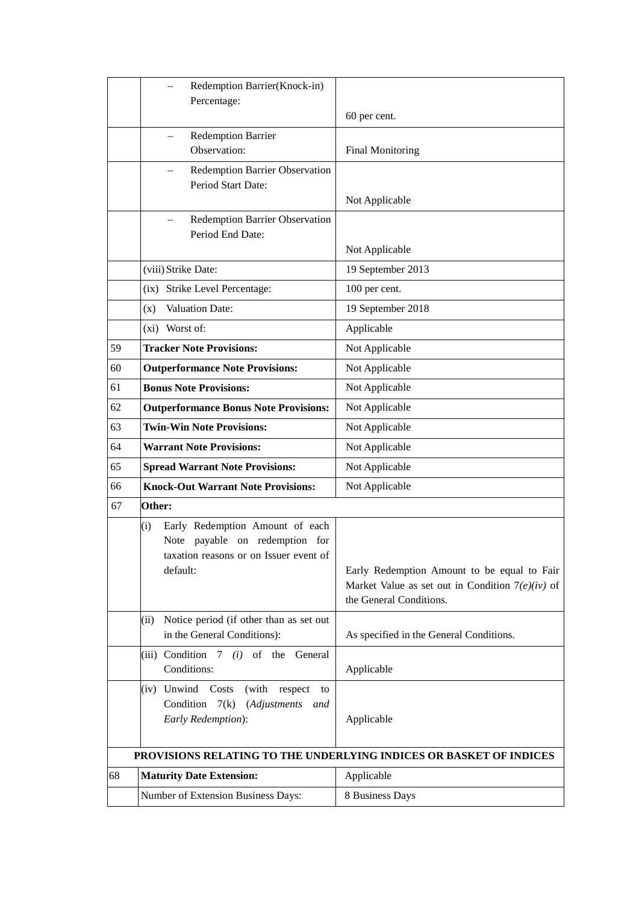| | | |
|---|---|---|
| | – Redemption Barrier(Knock-in) Percentage: | 60 per cent. |
| | – Redemption Barrier Observation: | Final Monitoring |
| | – Redemption Barrier Observation Period Start Date: | Not Applicable |
| | – Redemption Barrier Observation Period End Date: | Not Applicable |
| | (viii) Strike Date: | 19 September 2013 |
| | (ix) Strike Level Percentage: | 100 per cent. |
| | (x) Valuation Date: | 19 September 2018 |
| | (xi) Worst of: | Applicable |
| 59 | **Tracker Note Provisions:** | Not Applicable |
| 60 | **Outperformance Note Provisions:** | Not Applicable |
| 61 | **Bonus Note Provisions:** | Not Applicable |
| 62 | **Outperformance Bonus Note Provisions:** | Not Applicable |
| 63 | **Twin-Win Note Provisions:** | Not Applicable |
| 64 | **Warrant Note Provisions:** | Not Applicable |
| 65 | **Spread Warrant Note Provisions:** | Not Applicable |
| 66 | **Knock-Out Warrant Note Provisions:** | Not Applicable |
| 67 | **Other:** | |
| | (i) Early Redemption Amount of each Note payable on redemption for taxation reasons or on Issuer event of default: | Early Redemption Amount to be equal to Fair Market Value as set out in Condition *7(e)(iv)* of the General Conditions. |
| | (ii) Notice period (if other than as set out in the General Conditions): | As specified in the General Conditions. |
| | (iii) Condition 7 *(i)* of the General Conditions: | Applicable |
| | (iv) Unwind Costs (with respect to Condition 7(k) (*Adjustments and Early Redemption*): | Applicable |
| | **PROVISIONS RELATING TO THE UNDERLYING INDICES OR BASKET OF INDICES** | |
| 68 | **Maturity Date Extension:** | Applicable |
| | Number of Extension Business Days: | 8 Business Days |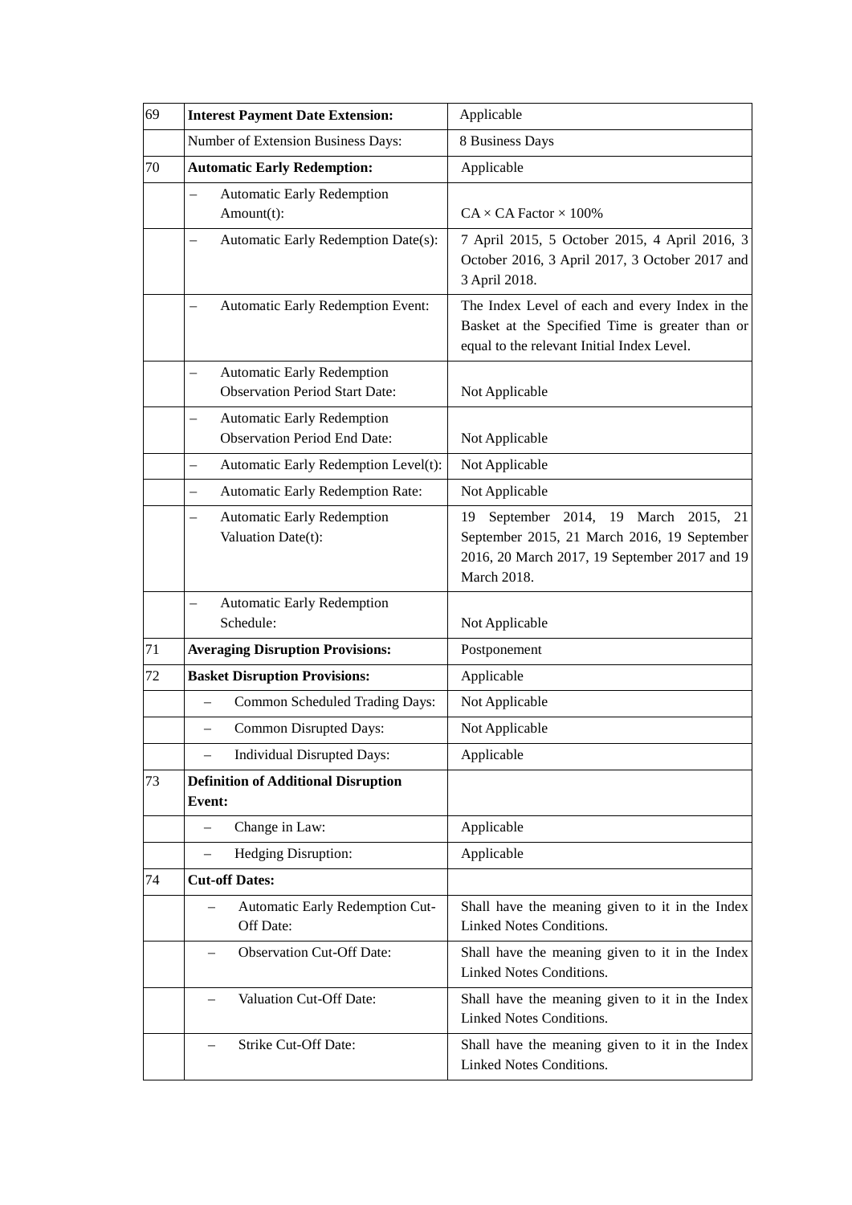| | | |
|---|---|---|
| 69 | **Interest Payment Date Extension:** | Applicable |
| | Number of Extension Business Days: | 8 Business Days |
| 70 | **Automatic Early Redemption:** | Applicable |
| | – Automatic Early Redemption Amount(t): | CA × CA Factor × 100% |
| | – Automatic Early Redemption Date(s): | 7 April 2015, 5 October 2015, 4 April 2016, 3 October 2016, 3 April 2017, 3 October 2017 and 3 April 2018. |
| | – Automatic Early Redemption Event: | The Index Level of each and every Index in the Basket at the Specified Time is greater than or equal to the relevant Initial Index Level. |
| | – Automatic Early Redemption Observation Period Start Date: | Not Applicable |
| | – Automatic Early Redemption Observation Period End Date: | Not Applicable |
| | – Automatic Early Redemption Level(t): | Not Applicable |
| | – Automatic Early Redemption Rate: | Not Applicable |
| | – Automatic Early Redemption Valuation Date(t): | 19 September 2014, 19 March 2015, 21 September 2015, 21 March 2016, 19 September 2016, 20 March 2017, 19 September 2017 and 19 March 2018. |
| | – Automatic Early Redemption Schedule: | Not Applicable |
| 71 | **Averaging Disruption Provisions:** | Postponement |
| 72 | **Basket Disruption Provisions:** | Applicable |
| | – Common Scheduled Trading Days: | Not Applicable |
| | – Common Disrupted Days: | Not Applicable |
| | – Individual Disrupted Days: | Applicable |
| 73 | **Definition of Additional Disruption Event:** | |
| | – Change in Law: | Applicable |
| | – Hedging Disruption: | Applicable |
| 74 | **Cut-off Dates:** | |
| | – Automatic Early Redemption Cut-Off Date: | Shall have the meaning given to it in the Index Linked Notes Conditions. |
| | – Observation Cut-Off Date: | Shall have the meaning given to it in the Index Linked Notes Conditions. |
| | – Valuation Cut-Off Date: | Shall have the meaning given to it in the Index Linked Notes Conditions. |
| | – Strike Cut-Off Date: | Shall have the meaning given to it in the Index Linked Notes Conditions. |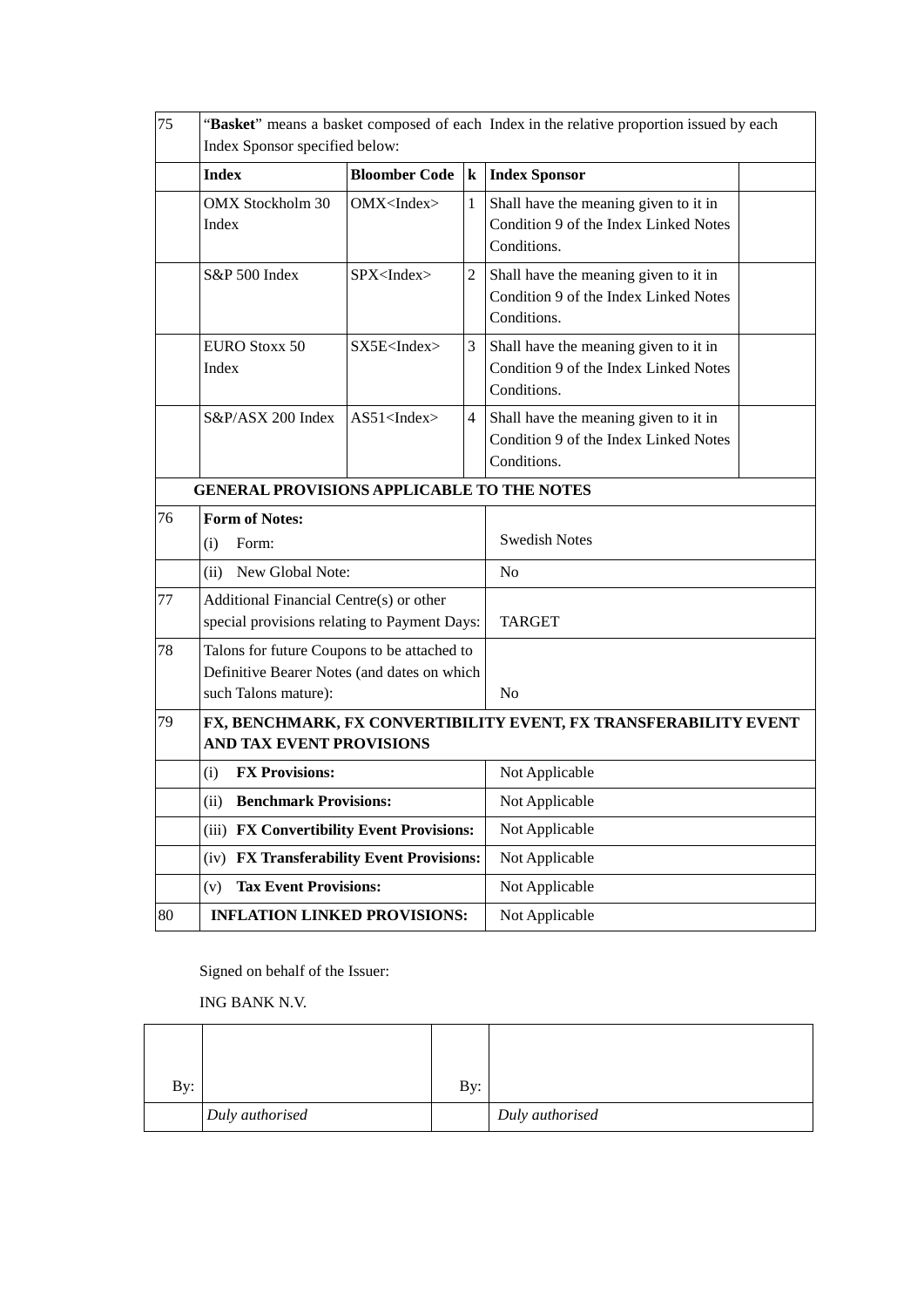| 75 | "**Basket**" means a basket composed of each Index in the relative proportion issued by each Index Sponsor specified below: | | | | |
|---|---|---|---|---|---|
| | **Index** | **Bloomber Code** | **k** | **Index Sponsor** | |
| | OMX Stockholm 30 Index | OMX<Index> | 1 | Shall have the meaning given to it in Condition 9 of the Index Linked Notes Conditions. | |
| | S&P 500 Index | SPX<Index> | 2 | Shall have the meaning given to it in Condition 9 of the Index Linked Notes Conditions. | |
| | EURO Stoxx 50 Index | SX5E<Index> | 3 | Shall have the meaning given to it in Condition 9 of the Index Linked Notes Conditions. | |
| | S&P/ASX 200 Index | AS51<Index> | 4 | Shall have the meaning given to it in Condition 9 of the Index Linked Notes Conditions. | |

**GENERAL PROVISIONS APPLICABLE TO THE NOTES**

| | | |
|---|---|---|
| 76 | **Form of Notes:** (i) Form: | Swedish Notes |
| | (ii) New Global Note: | No |
| 77 | Additional Financial Centre(s) or other special provisions relating to Payment Days: | TARGET |
| 78 | Talons for future Coupons to be attached to Definitive Bearer Notes (and dates on which such Talons mature): | No |
| 79 | **FX, BENCHMARK, FX CONVERTIBILITY EVENT, FX TRANSFERABILITY EVENT AND TAX EVENT PROVISIONS** | |
| | (i) **FX Provisions:** | Not Applicable |
| | (ii) **Benchmark Provisions:** | Not Applicable |
| | (iii) **FX Convertibility Event Provisions:** | Not Applicable |
| | (iv) **FX Transferability Event Provisions:** | Not Applicable |
| | (v) **Tax Event Provisions:** | Not Applicable |
| 80 | **INFLATION LINKED PROVISIONS:** | Not Applicable |

Signed on behalf of the Issuer:

ING BANK N.V.

| | | | |
|---|---|---|---|
| By: | | By: | |
| | *Duly authorised* | | *Duly authorised* |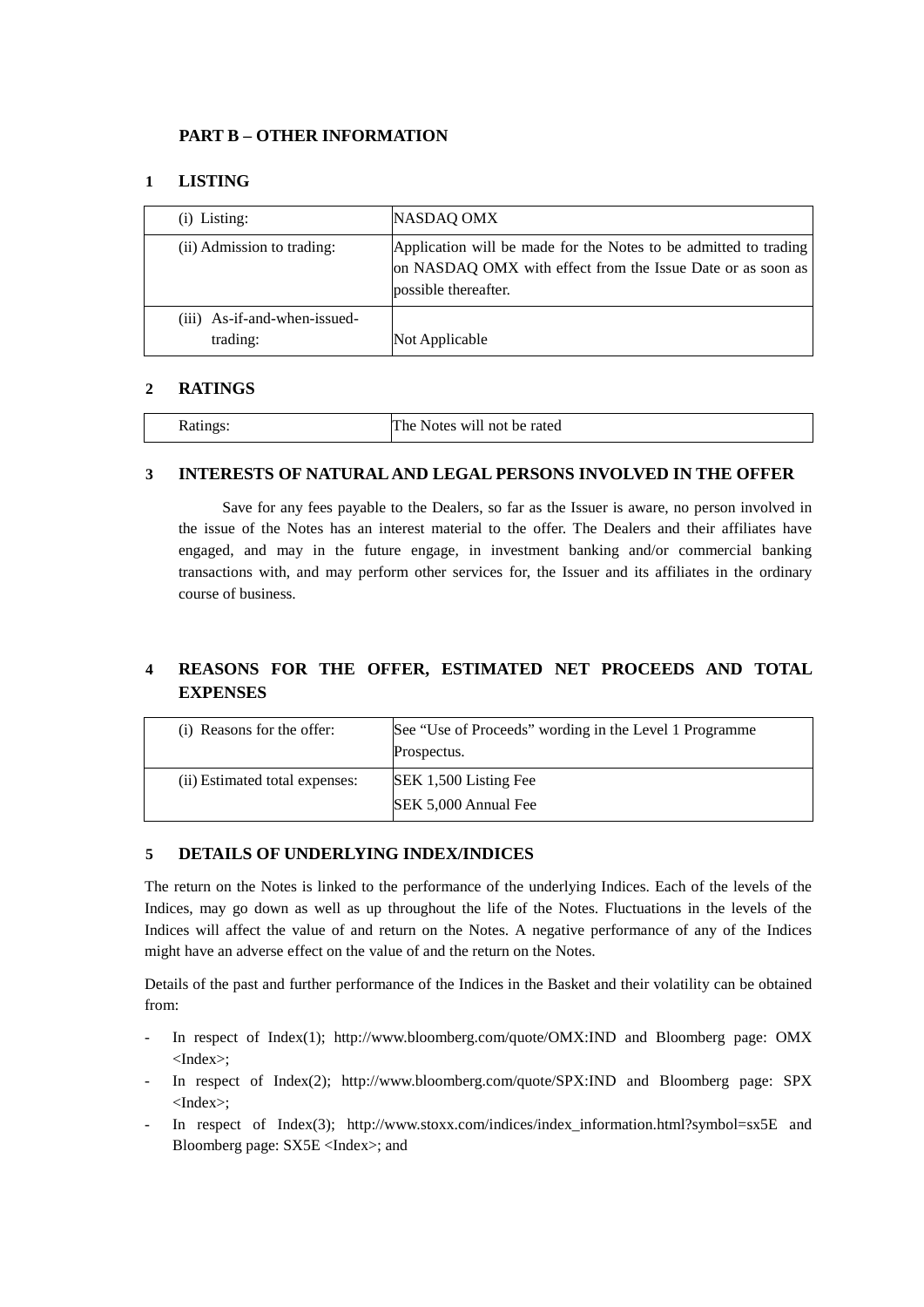## PART B – OTHER INFORMATION

### 1 LISTING

| | |
|---|---|
| (i) Listing: | NASDAQ OMX |
| (ii) Admission to trading: | Application will be made for the Notes to be admitted to trading on NASDAQ OMX with effect from the Issue Date or as soon as possible thereafter. |
| (iii) As-if-and-when-issued-trading: | Not Applicable |

### 2 RATINGS

| | |
|---|---|
| Ratings: | The Notes will not be rated |

### 3 INTERESTS OF NATURAL AND LEGAL PERSONS INVOLVED IN THE OFFER

Save for any fees payable to the Dealers, so far as the Issuer is aware, no person involved in the issue of the Notes has an interest material to the offer. The Dealers and their affiliates have engaged, and may in the future engage, in investment banking and/or commercial banking transactions with, and may perform other services for, the Issuer and its affiliates in the ordinary course of business.

### 4 REASONS FOR THE OFFER, ESTIMATED NET PROCEEDS AND TOTAL EXPENSES

| | |
|---|---|
| (i) Reasons for the offer: | See "Use of Proceeds" wording in the Level 1 Programme Prospectus. |
| (ii) Estimated total expenses: | SEK 1,500 Listing Fee<br>SEK 5,000 Annual Fee |

### 5 DETAILS OF UNDERLYING INDEX/INDICES

The return on the Notes is linked to the performance of the underlying Indices. Each of the levels of the Indices, may go down as well as up throughout the life of the Notes. Fluctuations in the levels of the Indices will affect the value of and return on the Notes. A negative performance of any of the Indices might have an adverse effect on the value of and the return on the Notes.

Details of the past and further performance of the Indices in the Basket and their volatility can be obtained from:

- In respect of Index(1); http://www.bloomberg.com/quote/OMX:IND and Bloomberg page: OMX <Index>;
- In respect of Index(2); http://www.bloomberg.com/quote/SPX:IND and Bloomberg page: SPX <Index>;
- In respect of Index(3); http://www.stoxx.com/indices/index_information.html?symbol=sx5E and Bloomberg page: SX5E <Index>; and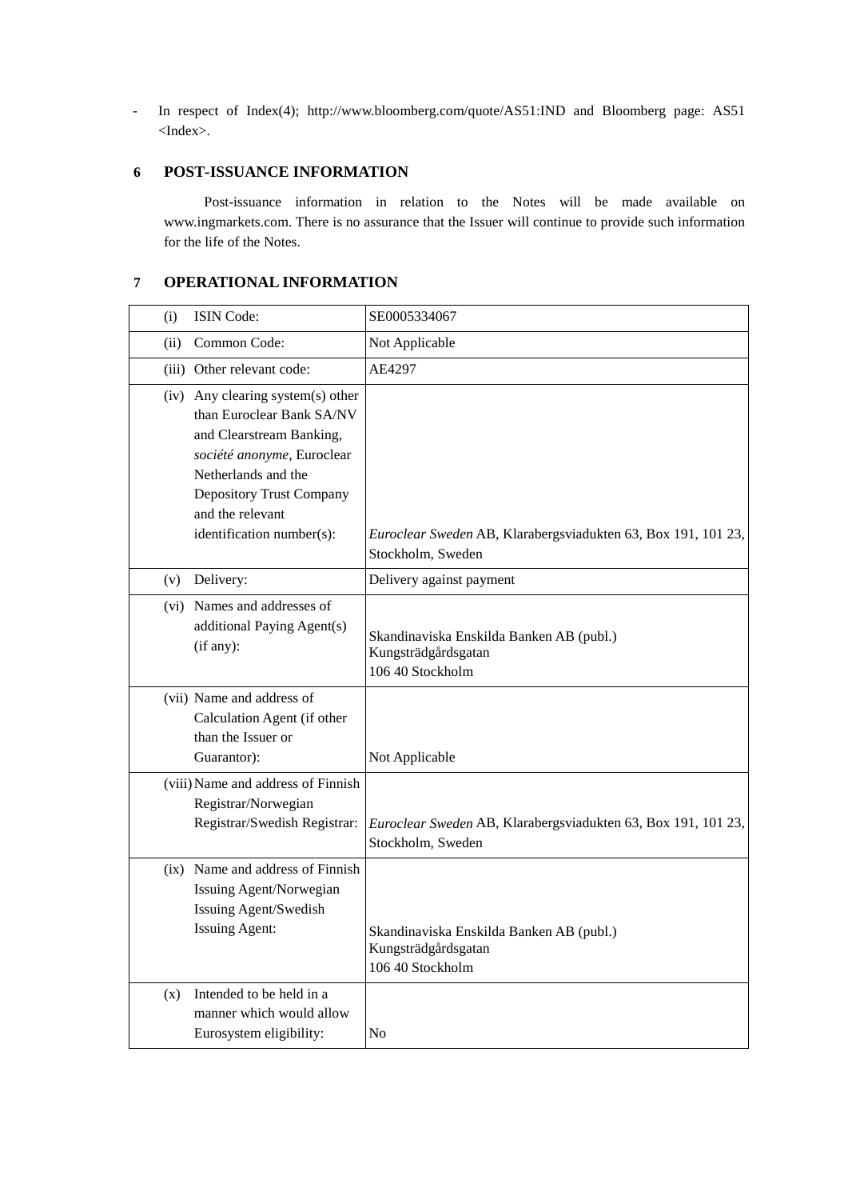- In respect of Index(4); http://www.bloomberg.com/quote/AS51:IND and Bloomberg page: AS51 <Index>.

## 6 POST-ISSUANCE INFORMATION

Post-issuance information in relation to the Notes will be made available on www.ingmarkets.com. There is no assurance that the Issuer will continue to provide such information for the life of the Notes.

## 7 OPERATIONAL INFORMATION

| | |
|---|---|
| (i) ISIN Code: | SE0005334067 |
| (ii) Common Code: | Not Applicable |
| (iii) Other relevant code: | AE4297 |
| (iv) Any clearing system(s) other than Euroclear Bank SA/NV and Clearstream Banking, *société anonyme*, Euroclear Netherlands and the Depository Trust Company and the relevant identification number(s): | *Euroclear Sweden* AB, Klarabergsviadukten 63, Box 191, 101 23, Stockholm, Sweden |
| (v) Delivery: | Delivery against payment |
| (vi) Names and addresses of additional Paying Agent(s) (if any): | Skandinaviska Enskilda Banken AB (publ.) Kungsträdgårdsgatan 106 40 Stockholm |
| (vii) Name and address of Calculation Agent (if other than the Issuer or Guarantor): | Not Applicable |
| (viii) Name and address of Finnish Registrar/Norwegian Registrar/Swedish Registrar: | *Euroclear Sweden* AB, Klarabergsviadukten 63, Box 191, 101 23, Stockholm, Sweden |
| (ix) Name and address of Finnish Issuing Agent/Norwegian Issuing Agent/Swedish Issuing Agent: | Skandinaviska Enskilda Banken AB (publ.) Kungsträdgårdsgatan 106 40 Stockholm |
| (x) Intended to be held in a manner which would allow Eurosystem eligibility: | No |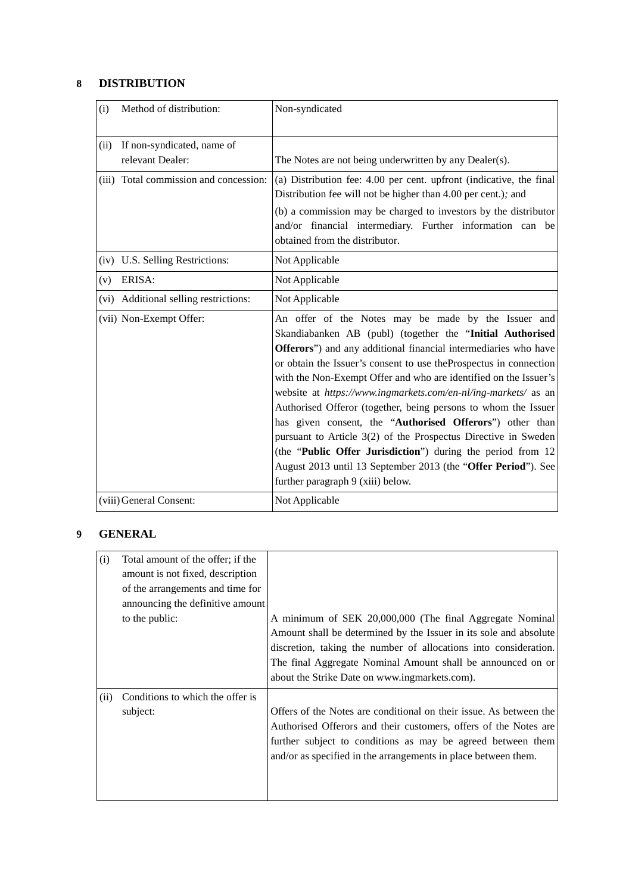## 8 DISTRIBUTION

| | |
|---|---|
| (i) Method of distribution: | Non-syndicated |
| (ii) If non-syndicated, name of relevant Dealer: | The Notes are not being underwritten by any Dealer(s). |
| (iii) Total commission and concession: | (a) Distribution fee: 4.00 per cent. upfront (indicative, the final Distribution fee will not be higher than 4.00 per cent.)*;* and<br>(b) a commission may be charged to investors by the distributor and/or financial intermediary. Further information can be obtained from the distributor. |
| (iv) U.S. Selling Restrictions: | Not Applicable |
| (v) ERISA: | Not Applicable |
| (vi) Additional selling restrictions: | Not Applicable |
| (vii) Non-Exempt Offer: | An offer of the Notes may be made by the Issuer and Skandiabanken AB (publ) (together the "**Initial Authorised Offerors**") and any additional financial intermediaries who have or obtain the Issuer's consent to use theProspectus in connection with the Non-Exempt Offer and who are identified on the Issuer's website at *https://www.ingmarkets.com/en-nl/ing-markets/* as an Authorised Offeror (together, being persons to whom the Issuer has given consent, the "**Authorised Offerors**") other than pursuant to Article 3(2) of the Prospectus Directive in Sweden (the "**Public Offer Jurisdiction**") during the period from 12 August 2013 until 13 September 2013 (the "**Offer Period**"). See further paragraph 9 (xiii) below. |
| (viii) General Consent: | Not Applicable |

## 9 GENERAL

| | |
|---|---|
| (i) Total amount of the offer; if the amount is not fixed, description of the arrangements and time for announcing the definitive amount to the public: | A minimum of SEK 20,000,000 (The final Aggregate Nominal Amount shall be determined by the Issuer in its sole and absolute discretion, taking the number of allocations into consideration. The final Aggregate Nominal Amount shall be announced on or about the Strike Date on www.ingmarkets.com). |
| (ii) Conditions to which the offer is subject: | Offers of the Notes are conditional on their issue. As between the Authorised Offerors and their customers, offers of the Notes are further subject to conditions as may be agreed between them and/or as specified in the arrangements in place between them. |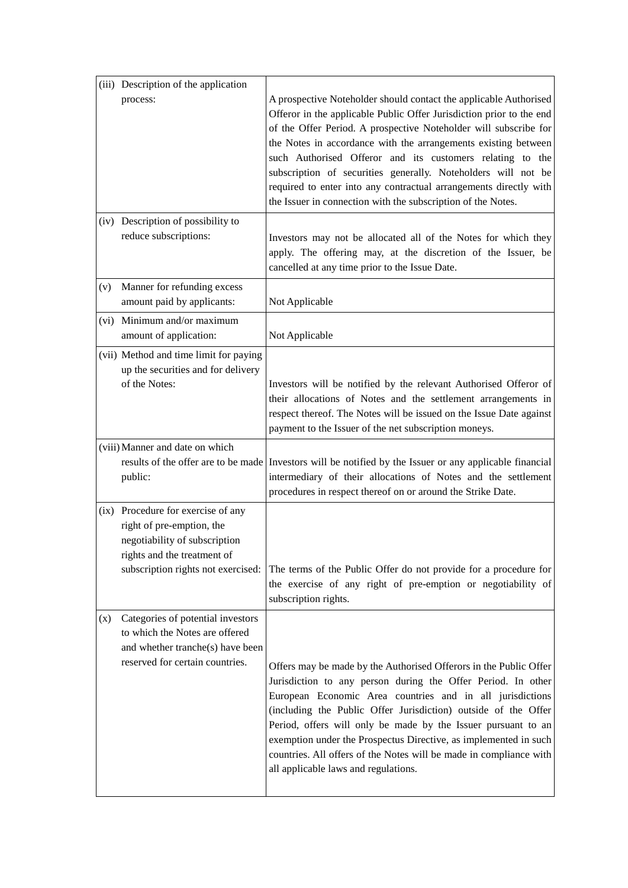| | |
|---|---|
| (iii) Description of the application process: | A prospective Noteholder should contact the applicable Authorised Offeror in the applicable Public Offer Jurisdiction prior to the end of the Offer Period. A prospective Noteholder will subscribe for the Notes in accordance with the arrangements existing between such Authorised Offeror and its customers relating to the subscription of securities generally. Noteholders will not be required to enter into any contractual arrangements directly with the Issuer in connection with the subscription of the Notes. |
| (iv) Description of possibility to reduce subscriptions: | Investors may not be allocated all of the Notes for which they apply. The offering may, at the discretion of the Issuer, be cancelled at any time prior to the Issue Date. |
| (v) Manner for refunding excess amount paid by applicants: | Not Applicable |
| (vi) Minimum and/or maximum amount of application: | Not Applicable |
| (vii) Method and time limit for paying up the securities and for delivery of the Notes: | Investors will be notified by the relevant Authorised Offeror of their allocations of Notes and the settlement arrangements in respect thereof. The Notes will be issued on the Issue Date against payment to the Issuer of the net subscription moneys. |
| (viii) Manner and date on which results of the offer are to be made public: | Investors will be notified by the Issuer or any applicable financial intermediary of their allocations of Notes and the settlement procedures in respect thereof on or around the Strike Date. |
| (ix) Procedure for exercise of any right of pre-emption, the negotiability of subscription rights and the treatment of subscription rights not exercised: | The terms of the Public Offer do not provide for a procedure for the exercise of any right of pre-emption or negotiability of subscription rights. |
| (x) Categories of potential investors to which the Notes are offered and whether tranche(s) have been reserved for certain countries. | Offers may be made by the Authorised Offerors in the Public Offer Jurisdiction to any person during the Offer Period. In other European Economic Area countries and in all jurisdictions (including the Public Offer Jurisdiction) outside of the Offer Period, offers will only be made by the Issuer pursuant to an exemption under the Prospectus Directive, as implemented in such countries. All offers of the Notes will be made in compliance with all applicable laws and regulations. |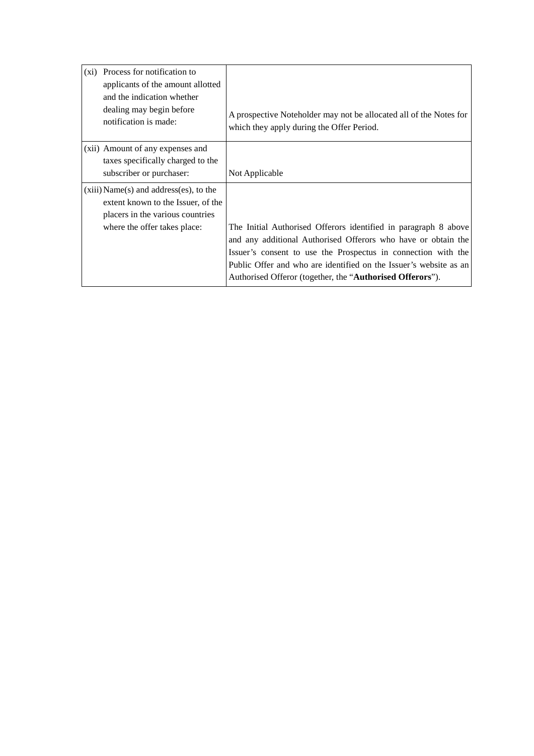| | |
|---|---|
| (xi) Process for notification to applicants of the amount allotted and the indication whether dealing may begin before notification is made: | A prospective Noteholder may not be allocated all of the Notes for which they apply during the Offer Period. |
| (xii) Amount of any expenses and taxes specifically charged to the subscriber or purchaser: | Not Applicable |
| (xiii) Name(s) and address(es), to the extent known to the Issuer, of the placers in the various countries where the offer takes place: | The Initial Authorised Offerors identified in paragraph 8 above and any additional Authorised Offerors who have or obtain the Issuer's consent to use the Prospectus in connection with the Public Offer and who are identified on the Issuer's website as an Authorised Offeror (together, the "**Authorised Offerors**"). |